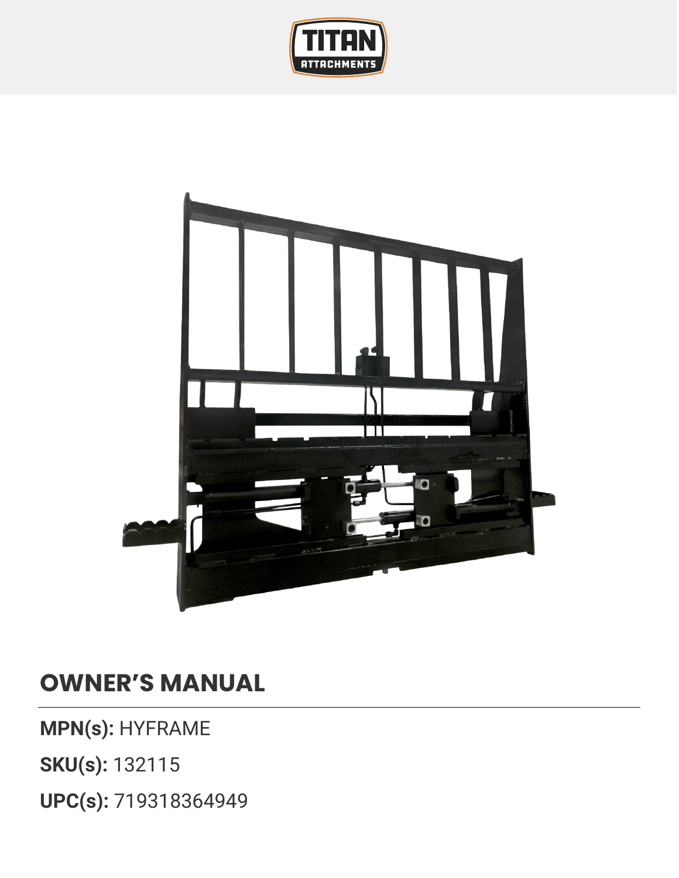# OWNER'S MANUAL

**MPN(s):** HYFRAME

**SKU(s):** 132115

**UPC(s):** 719318364949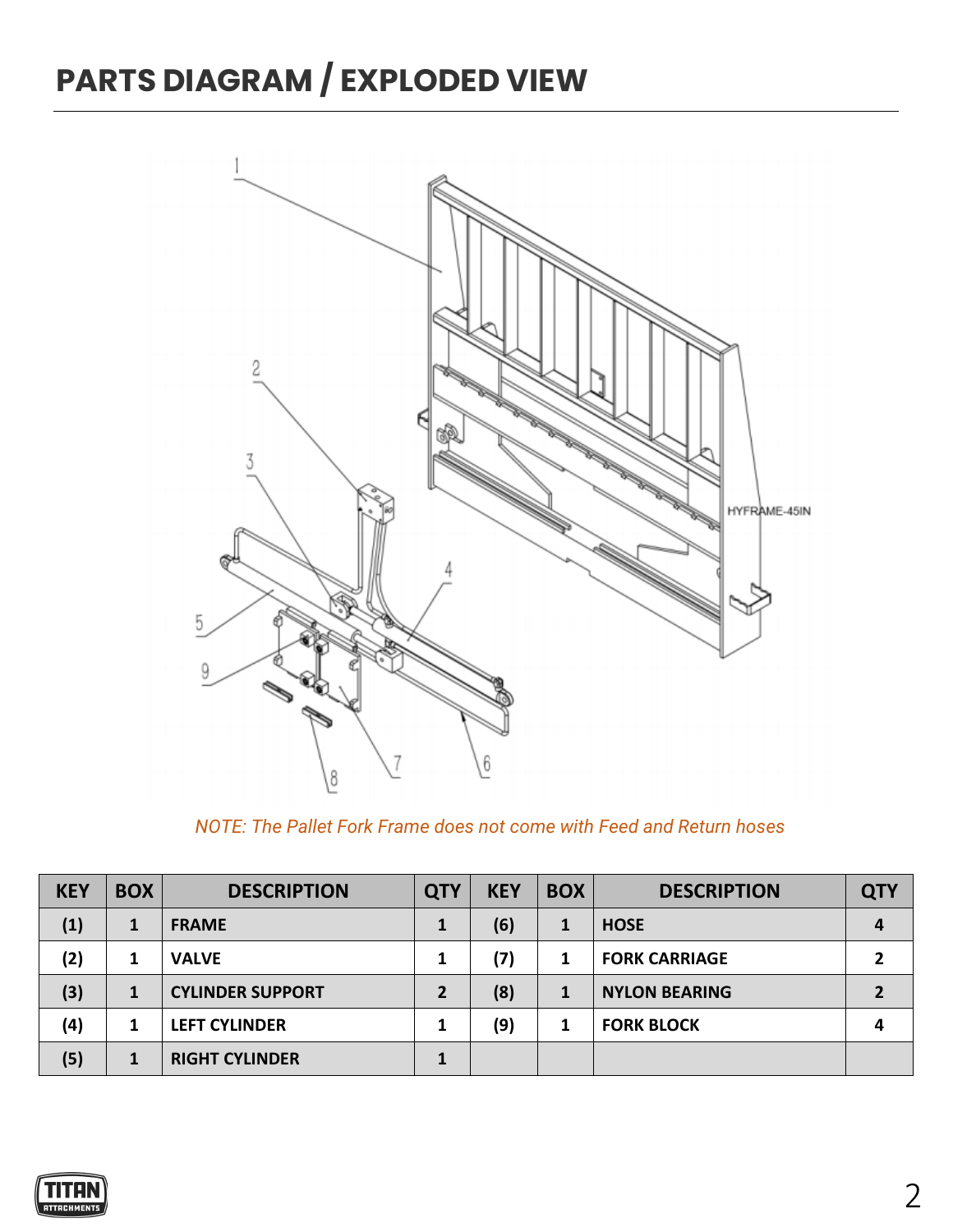# PARTS DIAGRAM / EXPLODED VIEW

*NOTE: The Pallet Fork Frame does not come with Feed and Return hoses*

| KEY | BOX | DESCRIPTION | QTY | KEY | BOX | DESCRIPTION | QTY |
|---|---|---|---|---|---|---|---|
| (1) | 1 | FRAME | 1 | (6) | 1 | HOSE | 4 |
| (2) | 1 | VALVE | 1 | (7) | 1 | FORK CARRIAGE | 2 |
| (3) | 1 | CYLINDER SUPPORT | 2 | (8) | 1 | NYLON BEARING | 2 |
| (4) | 1 | LEFT CYLINDER | 1 | (9) | 1 | FORK BLOCK | 4 |
| (5) | 1 | RIGHT CYLINDER | 1 | | | | |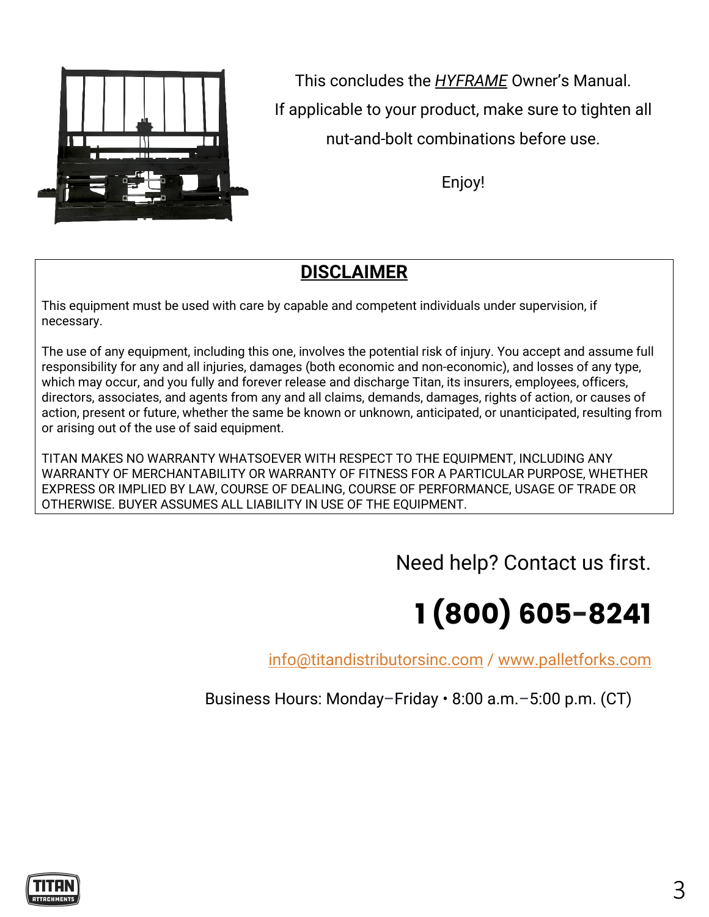This concludes the ***HYFRAME*** Owner's Manual.
If applicable to your product, make sure to tighten all nut-and-bolt combinations before use.

Enjoy!

## DISCLAIMER

This equipment must be used with care by capable and competent individuals under supervision, if necessary.

The use of any equipment, including this one, involves the potential risk of injury. You accept and assume full responsibility for any and all injuries, damages (both economic and non-economic), and losses of any type, which may occur, and you fully and forever release and discharge Titan, its insurers, employees, officers, directors, associates, and agents from any and all claims, demands, damages, rights of action, or causes of action, present or future, whether the same be known or unknown, anticipated, or unanticipated, resulting from or arising out of the use of said equipment.

TITAN MAKES NO WARRANTY WHATSOEVER WITH RESPECT TO THE EQUIPMENT, INCLUDING ANY WARRANTY OF MERCHANTABILITY OR WARRANTY OF FITNESS FOR A PARTICULAR PURPOSE, WHETHER EXPRESS OR IMPLIED BY LAW, COURSE OF DEALING, COURSE OF PERFORMANCE, USAGE OF TRADE OR OTHERWISE. BUYER ASSUMES ALL LIABILITY IN USE OF THE EQUIPMENT.

Need help? Contact us first.

# 1 (800) 605-8241

info@titandistributorsinc.com / www.palletforks.com

Business Hours: Monday–Friday • 8:00 a.m.–5:00 p.m. (CT)